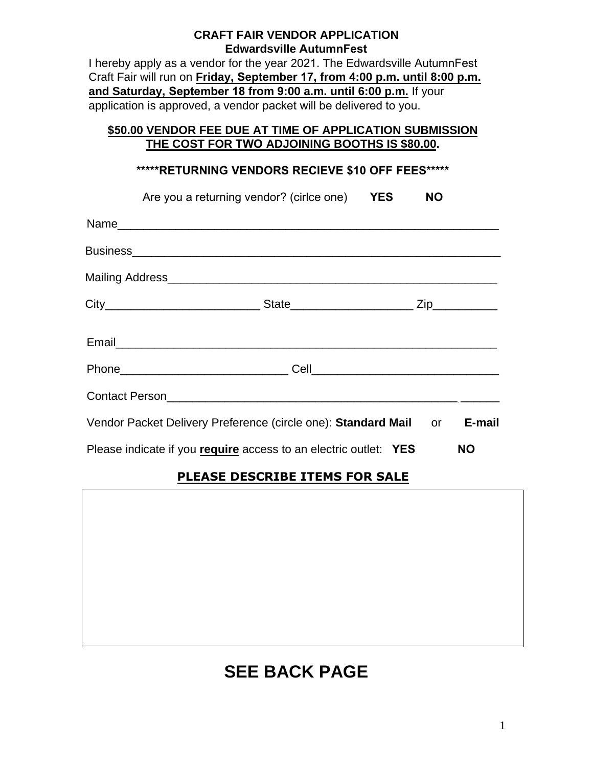**CRAFT FAIR VENDOR APPLICATION**
**Edwardsville AutumnFest**

I hereby apply as a vendor for the year 2021. The Edwardsville AutumnFest Craft Fair will run on **Friday, September 17, from 4:00 p.m. until 8:00 p.m. and Saturday, September 18 from 9:00 a.m. until 6:00 p.m.** If your application is approved, a vendor packet will be delivered to you.

**$50.00 VENDOR FEE DUE AT TIME OF APPLICATION SUBMISSION**
**THE COST FOR TWO ADJOINING BOOTHS IS $80.00.**

**\*\*\*\*\*RETURNING VENDORS RECIEVE $10 OFF FEES\*\*\*\*\***

Are you a returning vendor? (cirlce one) **YES** **NO**

Name_______________________________________________________

Business_____________________________________________________

Mailing Address_______________________________________________

City_______________________ State__________________ Zip_________

Email_______________________________________________________

Phone_________________________ Cell___________________________

Contact Person_________________________________________________

Vendor Packet Delivery Preference (circle one): **Standard Mail** or **E-mail**

Please indicate if you **require** access to an electric outlet: **YES** **NO**

**PLEASE DESCRIBE ITEMS FOR SALE**

|  |
|---|
|  |

# SEE BACK PAGE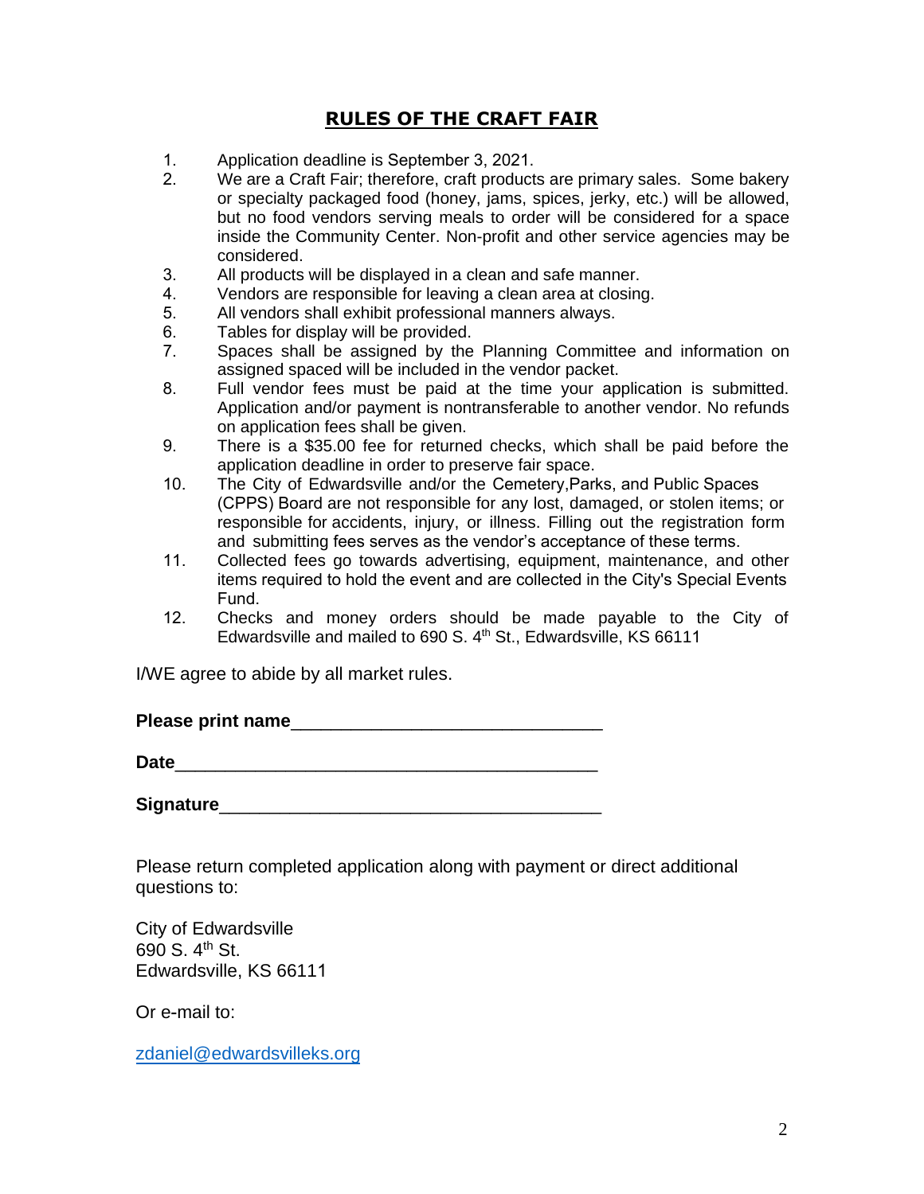## RULES OF THE CRAFT FAIR

1. Application deadline is September 3, 2021.
2. We are a Craft Fair; therefore, craft products are primary sales. Some bakery or specialty packaged food (honey, jams, spices, jerky, etc.) will be allowed, but no food vendors serving meals to order will be considered for a space inside the Community Center. Non-profit and other service agencies may be considered.
3. All products will be displayed in a clean and safe manner.
4. Vendors are responsible for leaving a clean area at closing.
5. All vendors shall exhibit professional manners always.
6. Tables for display will be provided.
7. Spaces shall be assigned by the Planning Committee and information on assigned spaced will be included in the vendor packet.
8. Full vendor fees must be paid at the time your application is submitted. Application and/or payment is nontransferable to another vendor. No refunds on application fees shall be given.
9. There is a $35.00 fee for returned checks, which shall be paid before the application deadline in order to preserve fair space.
10. The City of Edwardsville and/or the Cemetery,Parks, and Public Spaces (CPPS) Board are not responsible for any lost, damaged, or stolen items; or responsible for accidents, injury, or illness. Filling out the registration form and submitting fees serves as the vendor's acceptance of these terms.
11. Collected fees go towards advertising, equipment, maintenance, and other items required to hold the event and are collected in the City's Special Events Fund.
12. Checks and money orders should be made payable to the City of Edwardsville and mailed to 690 S. 4th St., Edwardsville, KS 66111

I/WE agree to abide by all market rules.

**Please print name**______________________________

**Date**________________________________________

**Signature**____________________________________

Please return completed application along with payment or direct additional questions to:

City of Edwardsville
690 S. 4th St.
Edwardsville, KS 66111

Or e-mail to:

zdaniel@edwardsvilleks.org